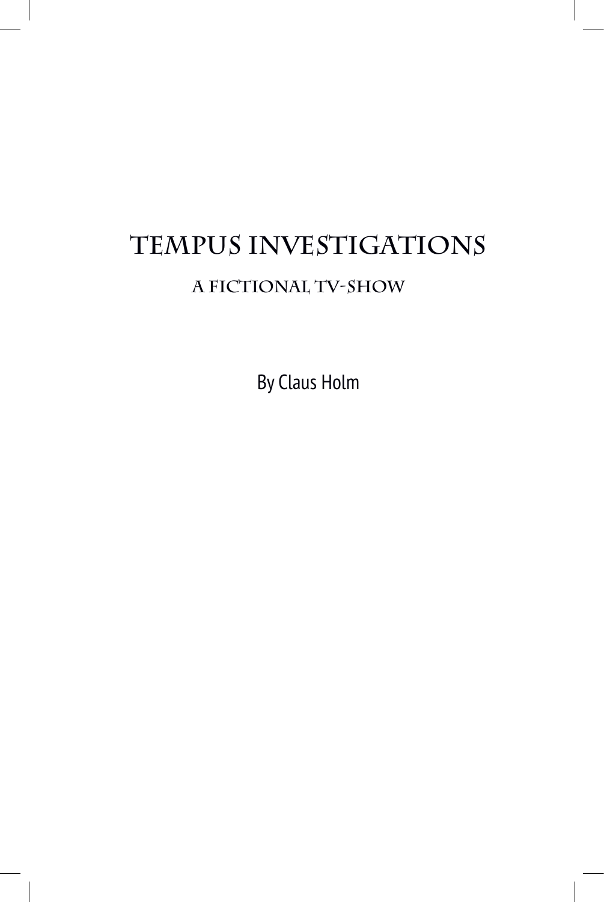# Tempus Investigations

## A fictional TV-show

By Claus Holm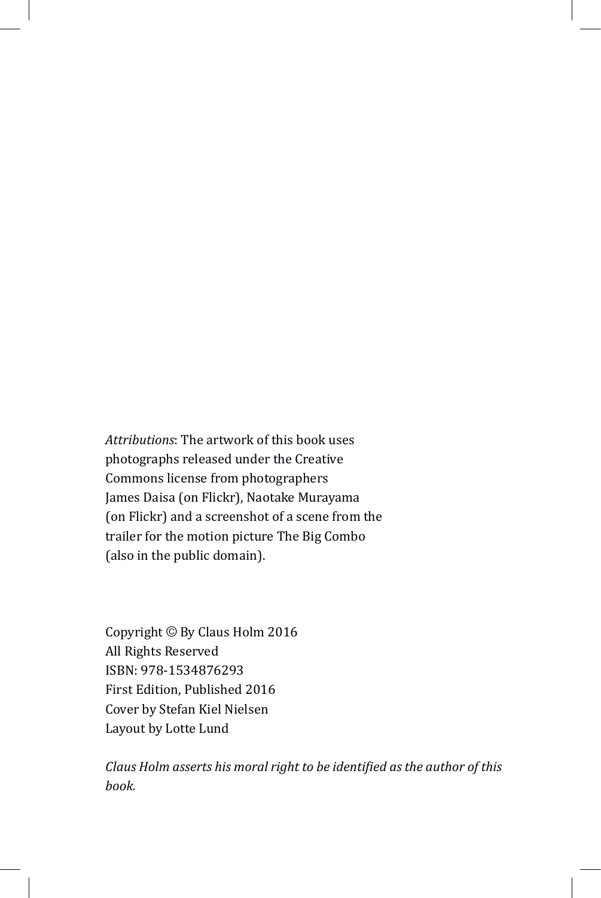*Attributions*: The artwork of this book uses photographs released under the Creative Commons license from photographers James Daisa (on Flickr), Naotake Murayama (on Flickr) and a screenshot of a scene from the trailer for the motion picture The Big Combo (also in the public domain).

Copyright © By Claus Holm 2016
All Rights Reserved
ISBN: 978-1534876293
First Edition, Published 2016
Cover by Stefan Kiel Nielsen
Layout by Lotte Lund

*Claus Holm asserts his moral right to be identified as the author of this book.*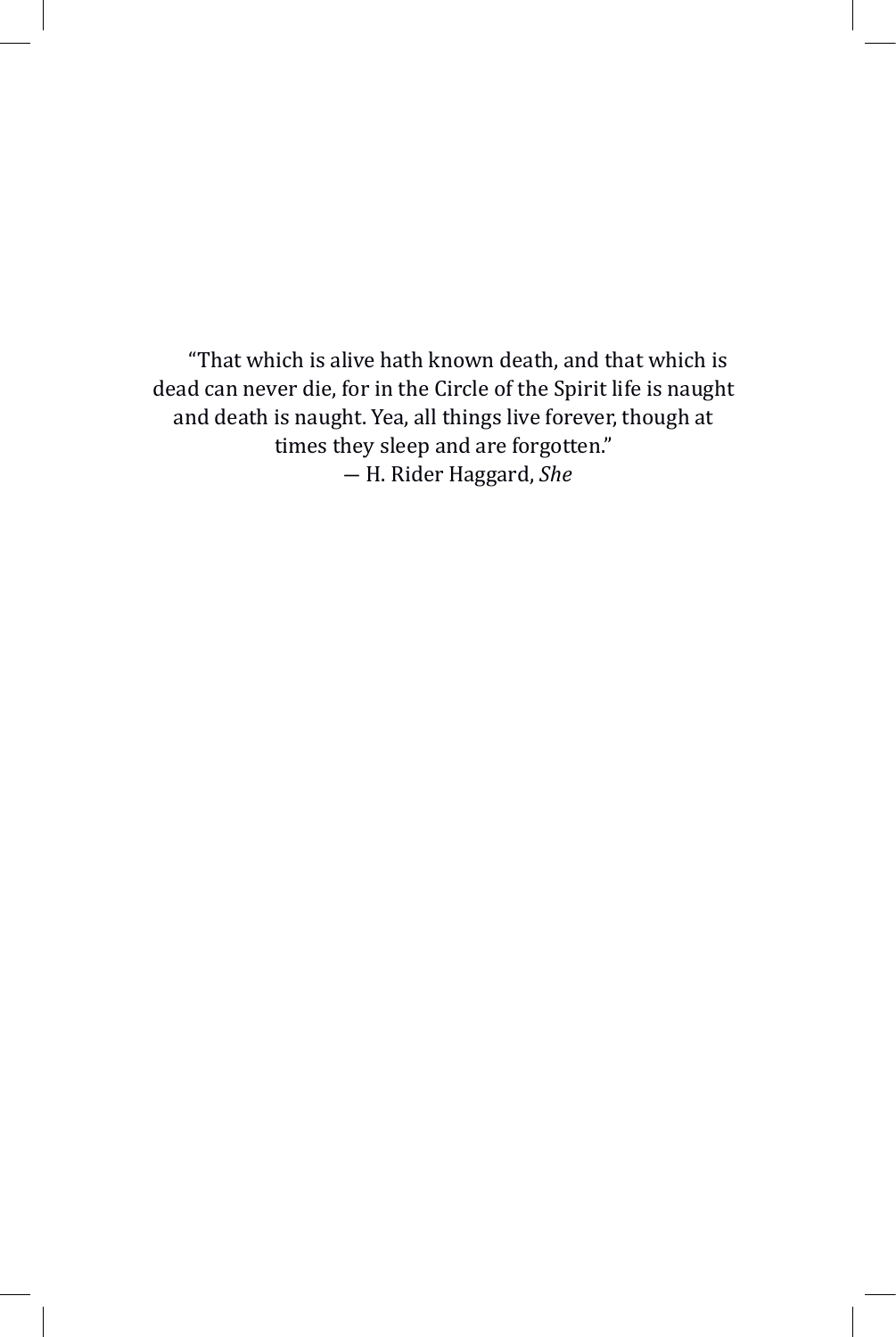"That which is alive hath known death, and that which is dead can never die, for in the Circle of the Spirit life is naught and death is naught. Yea, all things live forever, though at times they sleep and are forgotten."

— H. Rider Haggard, *She*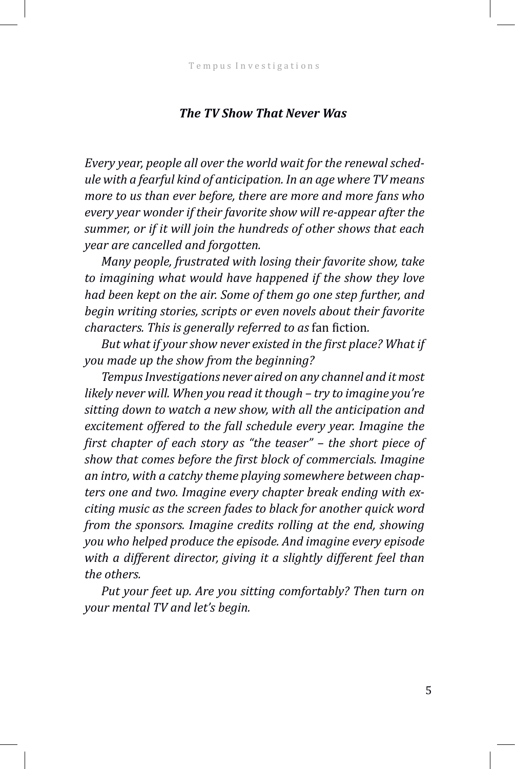## *The TV Show That Never Was*

*Every year, people all over the world wait for the renewal schedule with a fearful kind of anticipation. In an age where TV means more to us than ever before, there are more and more fans who every year wonder if their favorite show will re-appear after the summer, or if it will join the hundreds of other shows that each year are cancelled and forgotten.*

*Many people, frustrated with losing their favorite show, take to imagining what would have happened if the show they love had been kept on the air. Some of them go one step further, and begin writing stories, scripts or even novels about their favorite characters. This is generally referred to as* fan fiction*.*

*But what if your show never existed in the first place? What if you made up the show from the beginning?*

*Tempus Investigations never aired on any channel and it most likely never will. When you read it though – try to imagine you're sitting down to watch a new show, with all the anticipation and excitement offered to the fall schedule every year. Imagine the first chapter of each story as "the teaser" – the short piece of show that comes before the first block of commercials. Imagine an intro, with a catchy theme playing somewhere between chapters one and two. Imagine every chapter break ending with exciting music as the screen fades to black for another quick word from the sponsors. Imagine credits rolling at the end, showing you who helped produce the episode. And imagine every episode with a different director, giving it a slightly different feel than the others.*

*Put your feet up. Are you sitting comfortably? Then turn on your mental TV and let's begin.*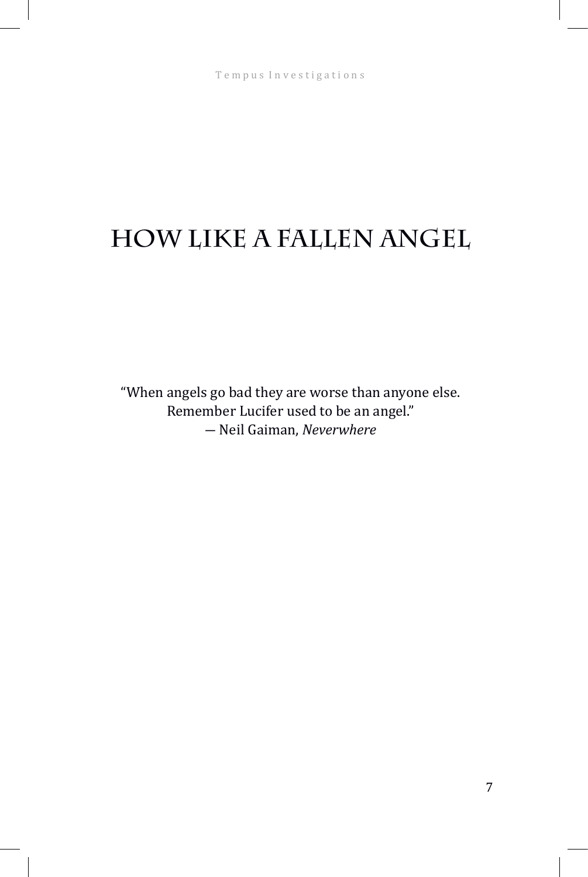# HOW LIKE A FALLEN ANGEL

"When angels go bad they are worse than anyone else.
Remember Lucifer used to be an angel."
— Neil Gaiman, *Neverwhere*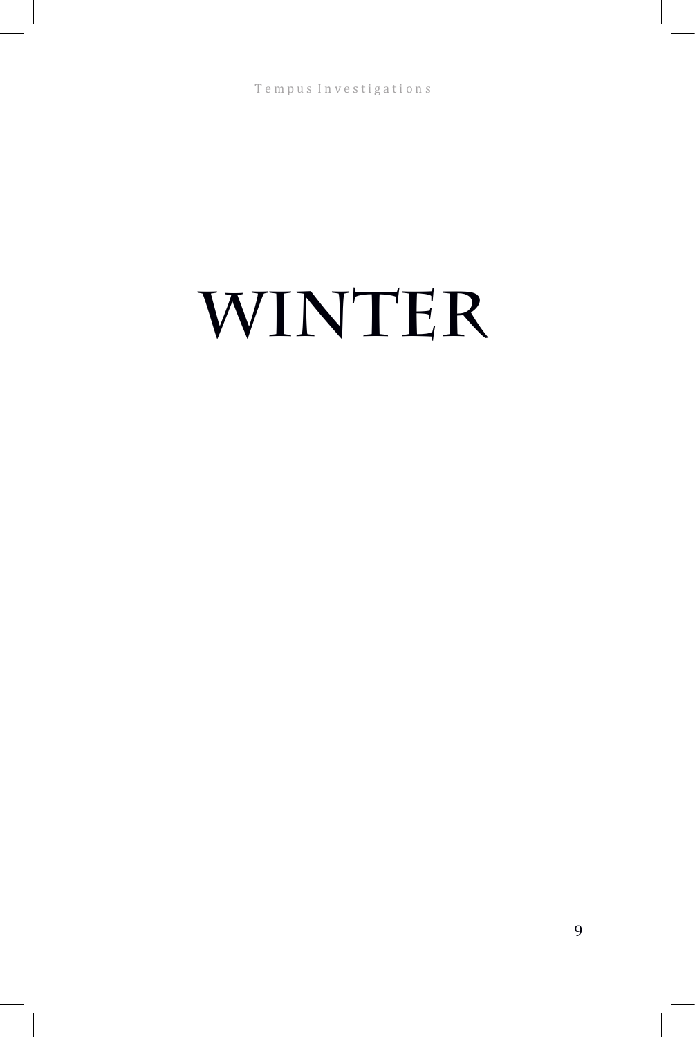# WINTER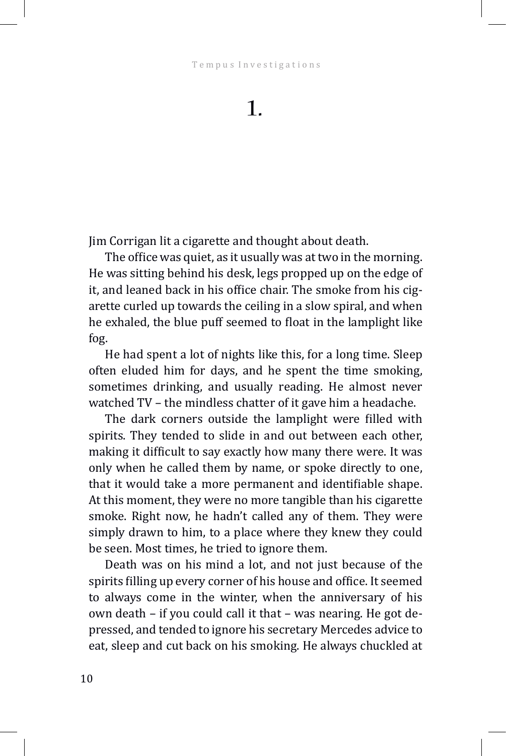# 1.

Jim Corrigan lit a cigarette and thought about death.

The office was quiet, as it usually was at two in the morning. He was sitting behind his desk, legs propped up on the edge of it, and leaned back in his office chair. The smoke from his cigarette curled up towards the ceiling in a slow spiral, and when he exhaled, the blue puff seemed to float in the lamplight like fog.

He had spent a lot of nights like this, for a long time. Sleep often eluded him for days, and he spent the time smoking, sometimes drinking, and usually reading. He almost never watched TV – the mindless chatter of it gave him a headache.

The dark corners outside the lamplight were filled with spirits. They tended to slide in and out between each other, making it difficult to say exactly how many there were. It was only when he called them by name, or spoke directly to one, that it would take a more permanent and identifiable shape. At this moment, they were no more tangible than his cigarette smoke. Right now, he hadn't called any of them. They were simply drawn to him, to a place where they knew they could be seen. Most times, he tried to ignore them.

Death was on his mind a lot, and not just because of the spirits filling up every corner of his house and office. It seemed to always come in the winter, when the anniversary of his own death – if you could call it that – was nearing. He got depressed, and tended to ignore his secretary Mercedes advice to eat, sleep and cut back on his smoking. He always chuckled at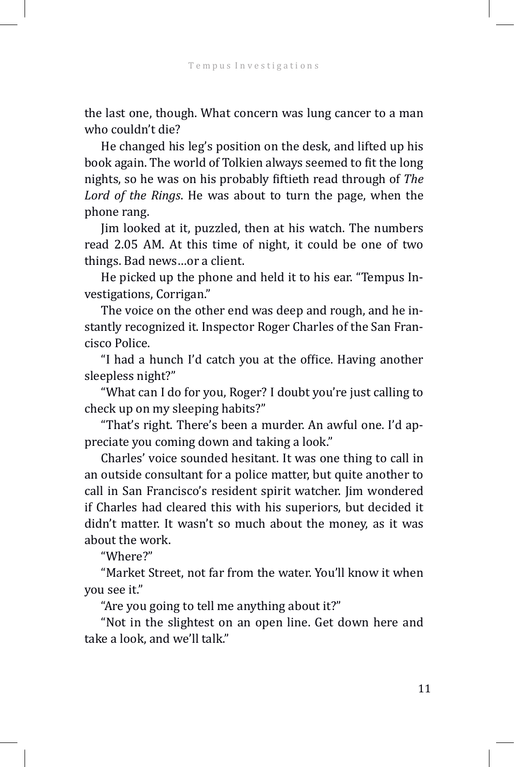the last one, though. What concern was lung cancer to a man who couldn't die?

He changed his leg's position on the desk, and lifted up his book again. The world of Tolkien always seemed to fit the long nights, so he was on his probably fiftieth read through of *The Lord of the Rings*. He was about to turn the page, when the phone rang.

Jim looked at it, puzzled, then at his watch. The numbers read 2.05 AM. At this time of night, it could be one of two things. Bad news…or a client.

He picked up the phone and held it to his ear. "Tempus Investigations, Corrigan."

The voice on the other end was deep and rough, and he instantly recognized it. Inspector Roger Charles of the San Francisco Police.

"I had a hunch I'd catch you at the office. Having another sleepless night?"

"What can I do for you, Roger? I doubt you're just calling to check up on my sleeping habits?"

"That's right. There's been a murder. An awful one. I'd appreciate you coming down and taking a look."

Charles' voice sounded hesitant. It was one thing to call in an outside consultant for a police matter, but quite another to call in San Francisco's resident spirit watcher. Jim wondered if Charles had cleared this with his superiors, but decided it didn't matter. It wasn't so much about the money, as it was about the work.

"Where?"

"Market Street, not far from the water. You'll know it when you see it."

"Are you going to tell me anything about it?"

"Not in the slightest on an open line. Get down here and take a look, and we'll talk."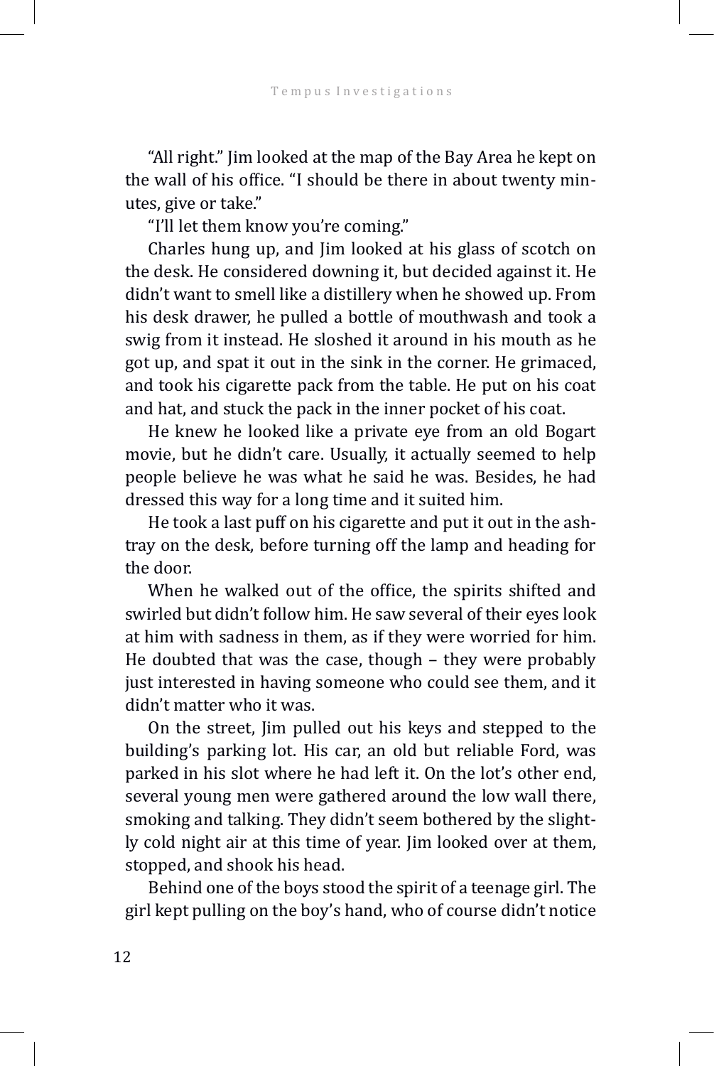"All right." Jim looked at the map of the Bay Area he kept on the wall of his office. "I should be there in about twenty minutes, give or take."

"I'll let them know you're coming."

Charles hung up, and Jim looked at his glass of scotch on the desk. He considered downing it, but decided against it. He didn't want to smell like a distillery when he showed up. From his desk drawer, he pulled a bottle of mouthwash and took a swig from it instead. He sloshed it around in his mouth as he got up, and spat it out in the sink in the corner. He grimaced, and took his cigarette pack from the table. He put on his coat and hat, and stuck the pack in the inner pocket of his coat.

He knew he looked like a private eye from an old Bogart movie, but he didn't care. Usually, it actually seemed to help people believe he was what he said he was. Besides, he had dressed this way for a long time and it suited him.

He took a last puff on his cigarette and put it out in the ashtray on the desk, before turning off the lamp and heading for the door.

When he walked out of the office, the spirits shifted and swirled but didn't follow him. He saw several of their eyes look at him with sadness in them, as if they were worried for him. He doubted that was the case, though – they were probably just interested in having someone who could see them, and it didn't matter who it was.

On the street, Jim pulled out his keys and stepped to the building's parking lot. His car, an old but reliable Ford, was parked in his slot where he had left it. On the lot's other end, several young men were gathered around the low wall there, smoking and talking. They didn't seem bothered by the slightly cold night air at this time of year. Jim looked over at them, stopped, and shook his head.

Behind one of the boys stood the spirit of a teenage girl. The girl kept pulling on the boy's hand, who of course didn't notice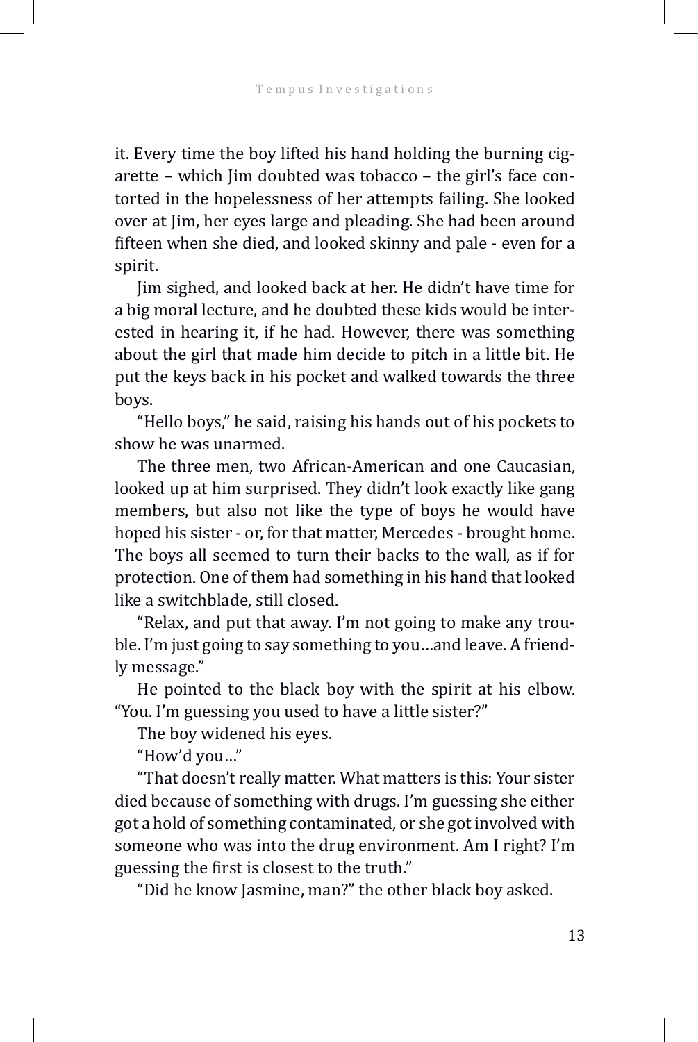it. Every time the boy lifted his hand holding the burning cigarette – which Jim doubted was tobacco – the girl's face contorted in the hopelessness of her attempts failing. She looked over at Jim, her eyes large and pleading. She had been around fifteen when she died, and looked skinny and pale - even for a spirit.

Jim sighed, and looked back at her. He didn't have time for a big moral lecture, and he doubted these kids would be interested in hearing it, if he had. However, there was something about the girl that made him decide to pitch in a little bit. He put the keys back in his pocket and walked towards the three boys.

"Hello boys," he said, raising his hands out of his pockets to show he was unarmed.

The three men, two African-American and one Caucasian, looked up at him surprised. They didn't look exactly like gang members, but also not like the type of boys he would have hoped his sister - or, for that matter, Mercedes - brought home. The boys all seemed to turn their backs to the wall, as if for protection. One of them had something in his hand that looked like a switchblade, still closed.

"Relax, and put that away. I'm not going to make any trouble. I'm just going to say something to you…and leave. A friendly message."

He pointed to the black boy with the spirit at his elbow. "You. I'm guessing you used to have a little sister?"

The boy widened his eyes.

"How'd you…"

"That doesn't really matter. What matters is this: Your sister died because of something with drugs. I'm guessing she either got a hold of something contaminated, or she got involved with someone who was into the drug environment. Am I right? I'm guessing the first is closest to the truth."

"Did he know Jasmine, man?" the other black boy asked.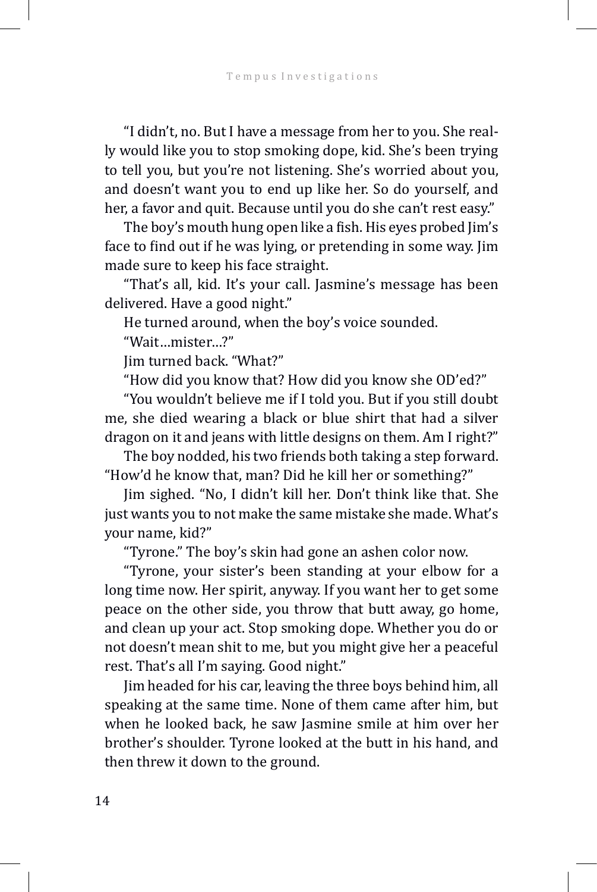"I didn't, no. But I have a message from her to you. She really would like you to stop smoking dope, kid. She's been trying to tell you, but you're not listening. She's worried about you, and doesn't want you to end up like her. So do yourself, and her, a favor and quit. Because until you do she can't rest easy."

The boy's mouth hung open like a fish. His eyes probed Jim's face to find out if he was lying, or pretending in some way. Jim made sure to keep his face straight.

"That's all, kid. It's your call. Jasmine's message has been delivered. Have a good night."

He turned around, when the boy's voice sounded.

"Wait…mister…?"

Jim turned back. "What?"

"How did you know that? How did you know she OD'ed?"

"You wouldn't believe me if I told you. But if you still doubt me, she died wearing a black or blue shirt that had a silver dragon on it and jeans with little designs on them. Am I right?"

The boy nodded, his two friends both taking a step forward. "How'd he know that, man? Did he kill her or something?"

Jim sighed. "No, I didn't kill her. Don't think like that. She just wants you to not make the same mistake she made. What's your name, kid?"

"Tyrone." The boy's skin had gone an ashen color now.

"Tyrone, your sister's been standing at your elbow for a long time now. Her spirit, anyway. If you want her to get some peace on the other side, you throw that butt away, go home, and clean up your act. Stop smoking dope. Whether you do or not doesn't mean shit to me, but you might give her a peaceful rest. That's all I'm saying. Good night."

Jim headed for his car, leaving the three boys behind him, all speaking at the same time. None of them came after him, but when he looked back, he saw Jasmine smile at him over her brother's shoulder. Tyrone looked at the butt in his hand, and then threw it down to the ground.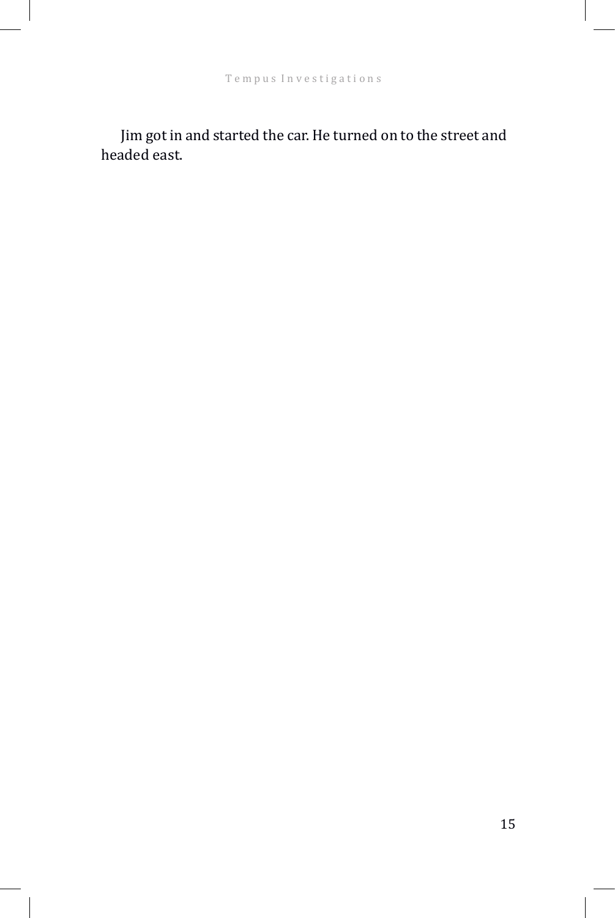Jim got in and started the car. He turned on to the street and headed east.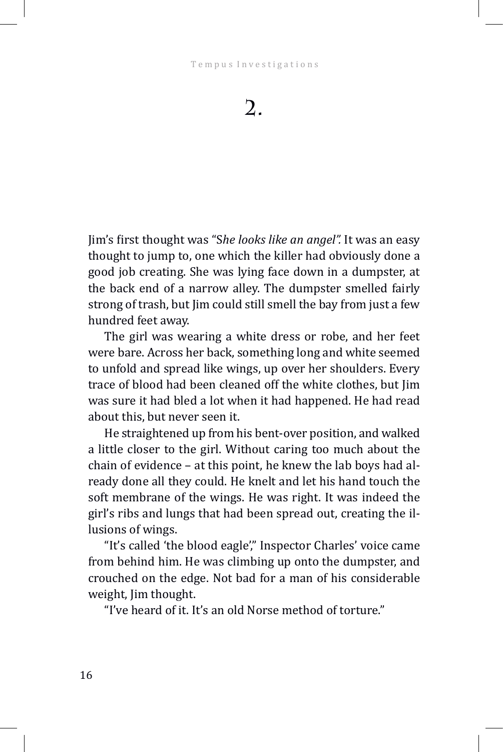# 2.

Jim's first thought was "S*he looks like an angel".* It was an easy thought to jump to, one which the killer had obviously done a good job creating. She was lying face down in a dumpster, at the back end of a narrow alley. The dumpster smelled fairly strong of trash, but Jim could still smell the bay from just a few hundred feet away.

The girl was wearing a white dress or robe, and her feet were bare. Across her back, something long and white seemed to unfold and spread like wings, up over her shoulders. Every trace of blood had been cleaned off the white clothes, but Jim was sure it had bled a lot when it had happened. He had read about this, but never seen it.

He straightened up from his bent-over position, and walked a little closer to the girl. Without caring too much about the chain of evidence – at this point, he knew the lab boys had already done all they could. He knelt and let his hand touch the soft membrane of the wings. He was right. It was indeed the girl's ribs and lungs that had been spread out, creating the illusions of wings.

"It's called 'the blood eagle'," Inspector Charles' voice came from behind him. He was climbing up onto the dumpster, and crouched on the edge. Not bad for a man of his considerable weight, Jim thought.

"I've heard of it. It's an old Norse method of torture."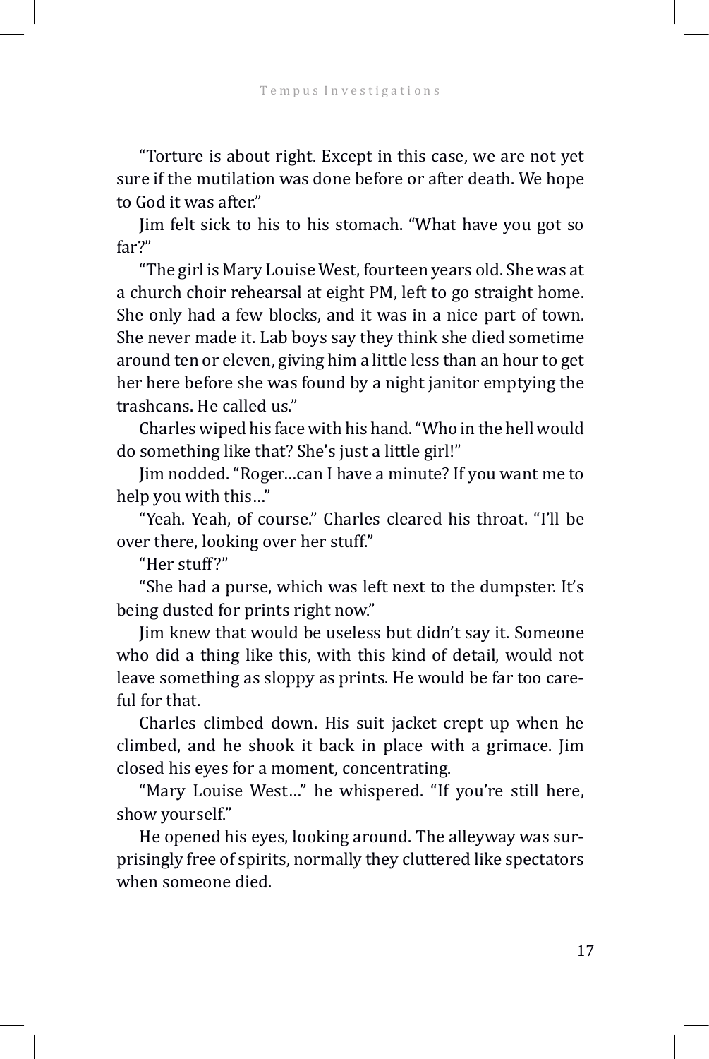"Torture is about right. Except in this case, we are not yet sure if the mutilation was done before or after death. We hope to God it was after."

Jim felt sick to his to his stomach. "What have you got so far?"

"The girl is Mary Louise West, fourteen years old. She was at a church choir rehearsal at eight PM, left to go straight home. She only had a few blocks, and it was in a nice part of town. She never made it. Lab boys say they think she died sometime around ten or eleven, giving him a little less than an hour to get her here before she was found by a night janitor emptying the trashcans. He called us."

Charles wiped his face with his hand. "Who in the hell would do something like that? She's just a little girl!"

Jim nodded. "Roger…can I have a minute? If you want me to help you with this…"

"Yeah. Yeah, of course." Charles cleared his throat. "I'll be over there, looking over her stuff."

"Her stuff?"

"She had a purse, which was left next to the dumpster. It's being dusted for prints right now."

Jim knew that would be useless but didn't say it. Someone who did a thing like this, with this kind of detail, would not leave something as sloppy as prints. He would be far too careful for that.

Charles climbed down. His suit jacket crept up when he climbed, and he shook it back in place with a grimace. Jim closed his eyes for a moment, concentrating.

"Mary Louise West…" he whispered. "If you're still here, show yourself."

He opened his eyes, looking around. The alleyway was surprisingly free of spirits, normally they cluttered like spectators when someone died.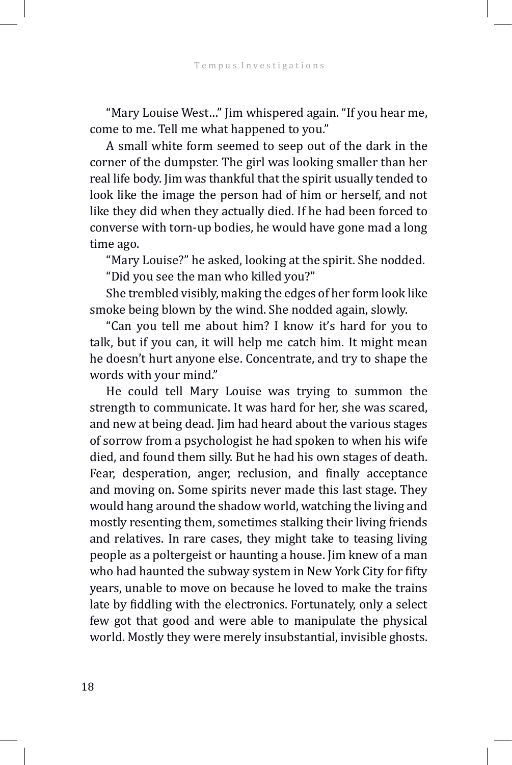"Mary Louise West…" Jim whispered again. "If you hear me, come to me. Tell me what happened to you."

A small white form seemed to seep out of the dark in the corner of the dumpster. The girl was looking smaller than her real life body. Jim was thankful that the spirit usually tended to look like the image the person had of him or herself, and not like they did when they actually died. If he had been forced to converse with torn-up bodies, he would have gone mad a long time ago.

"Mary Louise?" he asked, looking at the spirit. She nodded.

"Did you see the man who killed you?"

She trembled visibly, making the edges of her form look like smoke being blown by the wind. She nodded again, slowly.

"Can you tell me about him? I know it's hard for you to talk, but if you can, it will help me catch him. It might mean he doesn't hurt anyone else. Concentrate, and try to shape the words with your mind."

He could tell Mary Louise was trying to summon the strength to communicate. It was hard for her, she was scared, and new at being dead. Jim had heard about the various stages of sorrow from a psychologist he had spoken to when his wife died, and found them silly. But he had his own stages of death. Fear, desperation, anger, reclusion, and finally acceptance and moving on. Some spirits never made this last stage. They would hang around the shadow world, watching the living and mostly resenting them, sometimes stalking their living friends and relatives. In rare cases, they might take to teasing living people as a poltergeist or haunting a house. Jim knew of a man who had haunted the subway system in New York City for fifty years, unable to move on because he loved to make the trains late by fiddling with the electronics. Fortunately, only a select few got that good and were able to manipulate the physical world. Mostly they were merely insubstantial, invisible ghosts.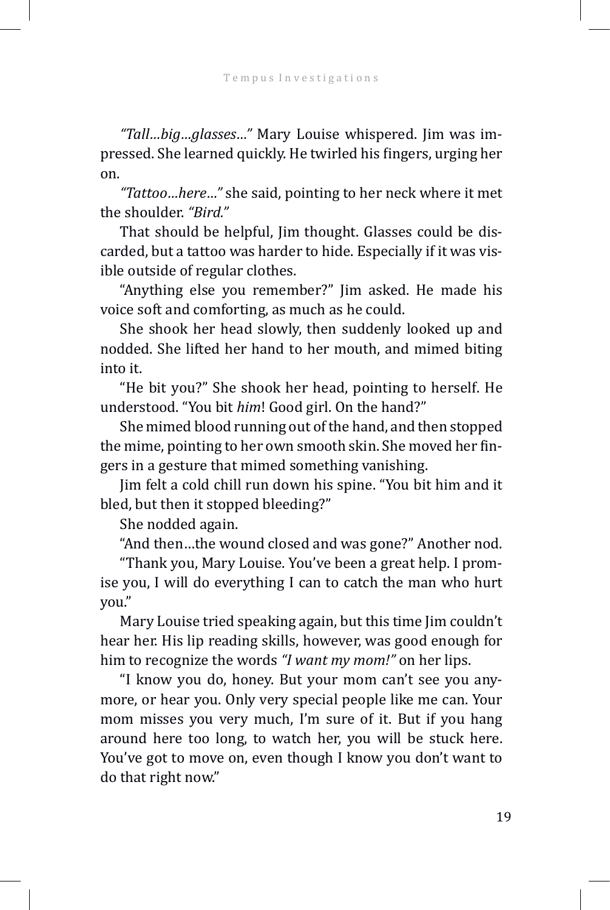*"Tall…big…glasses…"* Mary Louise whispered. Jim was impressed. She learned quickly. He twirled his fingers, urging her on.

*"Tattoo…here…"* she said, pointing to her neck where it met the shoulder. *"Bird."*

That should be helpful, Jim thought. Glasses could be discarded, but a tattoo was harder to hide. Especially if it was visible outside of regular clothes.

"Anything else you remember?" Jim asked. He made his voice soft and comforting, as much as he could.

She shook her head slowly, then suddenly looked up and nodded. She lifted her hand to her mouth, and mimed biting into it.

"He bit you?" She shook her head, pointing to herself. He understood. "You bit *him*! Good girl. On the hand?"

She mimed blood running out of the hand, and then stopped the mime, pointing to her own smooth skin. She moved her fingers in a gesture that mimed something vanishing.

Jim felt a cold chill run down his spine. "You bit him and it bled, but then it stopped bleeding?"

She nodded again.

"And then…the wound closed and was gone?" Another nod.

"Thank you, Mary Louise. You've been a great help. I promise you, I will do everything I can to catch the man who hurt you."

Mary Louise tried speaking again, but this time Jim couldn't hear her. His lip reading skills, however, was good enough for him to recognize the words *"I want my mom!"* on her lips.

"I know you do, honey. But your mom can't see you anymore, or hear you. Only very special people like me can. Your mom misses you very much, I'm sure of it. But if you hang around here too long, to watch her, you will be stuck here. You've got to move on, even though I know you don't want to do that right now."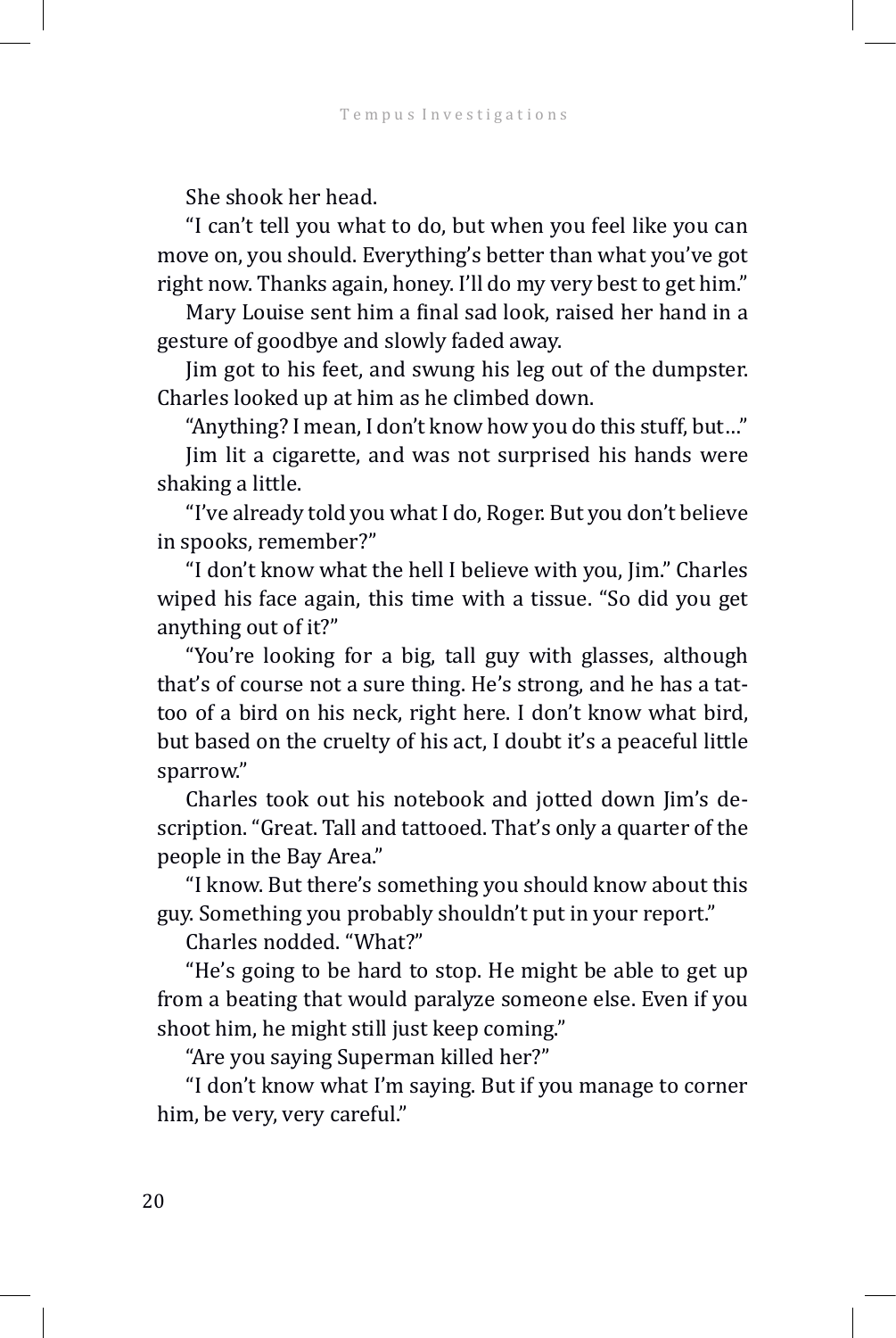She shook her head.

"I can't tell you what to do, but when you feel like you can move on, you should. Everything's better than what you've got right now. Thanks again, honey. I'll do my very best to get him."

Mary Louise sent him a final sad look, raised her hand in a gesture of goodbye and slowly faded away.

Jim got to his feet, and swung his leg out of the dumpster. Charles looked up at him as he climbed down.

"Anything? I mean, I don't know how you do this stuff, but…"

Jim lit a cigarette, and was not surprised his hands were shaking a little.

"I've already told you what I do, Roger. But you don't believe in spooks, remember?"

"I don't know what the hell I believe with you, Jim." Charles wiped his face again, this time with a tissue. "So did you get anything out of it?"

"You're looking for a big, tall guy with glasses, although that's of course not a sure thing. He's strong, and he has a tattoo of a bird on his neck, right here. I don't know what bird, but based on the cruelty of his act, I doubt it's a peaceful little sparrow."

Charles took out his notebook and jotted down Jim's description. "Great. Tall and tattooed. That's only a quarter of the people in the Bay Area."

"I know. But there's something you should know about this guy. Something you probably shouldn't put in your report."

Charles nodded. "What?"

"He's going to be hard to stop. He might be able to get up from a beating that would paralyze someone else. Even if you shoot him, he might still just keep coming."

"Are you saying Superman killed her?"

"I don't know what I'm saying. But if you manage to corner him, be very, very careful."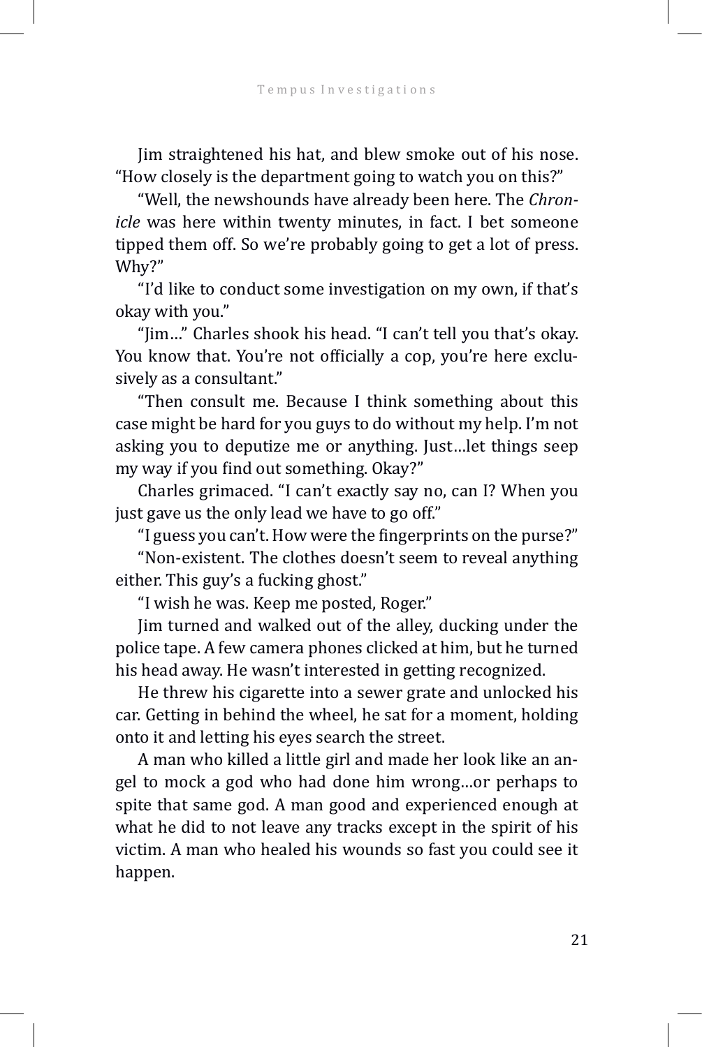Jim straightened his hat, and blew smoke out of his nose. "How closely is the department going to watch you on this?"

"Well, the newshounds have already been here. The *Chronicle* was here within twenty minutes, in fact. I bet someone tipped them off. So we're probably going to get a lot of press. Why?"

"I'd like to conduct some investigation on my own, if that's okay with you."

"Jim…" Charles shook his head. "I can't tell you that's okay. You know that. You're not officially a cop, you're here exclusively as a consultant."

"Then consult me. Because I think something about this case might be hard for you guys to do without my help. I'm not asking you to deputize me or anything. Just…let things seep my way if you find out something. Okay?"

Charles grimaced. "I can't exactly say no, can I? When you just gave us the only lead we have to go off."

"I guess you can't. How were the fingerprints on the purse?"

"Non-existent. The clothes doesn't seem to reveal anything either. This guy's a fucking ghost."

"I wish he was. Keep me posted, Roger."

Jim turned and walked out of the alley, ducking under the police tape. A few camera phones clicked at him, but he turned his head away. He wasn't interested in getting recognized.

He threw his cigarette into a sewer grate and unlocked his car. Getting in behind the wheel, he sat for a moment, holding onto it and letting his eyes search the street.

A man who killed a little girl and made her look like an angel to mock a god who had done him wrong…or perhaps to spite that same god. A man good and experienced enough at what he did to not leave any tracks except in the spirit of his victim. A man who healed his wounds so fast you could see it happen.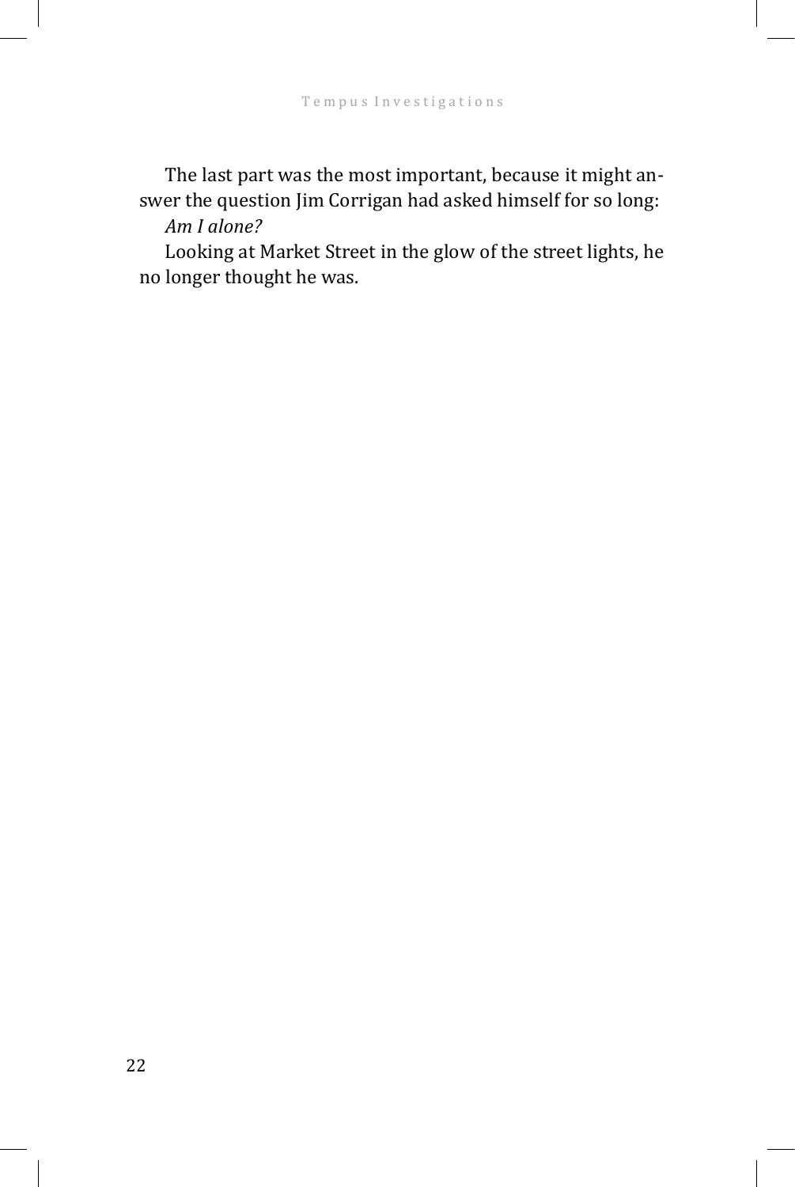The last part was the most important, because it might answer the question Jim Corrigan had asked himself for so long:

*Am I alone?*

Looking at Market Street in the glow of the street lights, he no longer thought he was.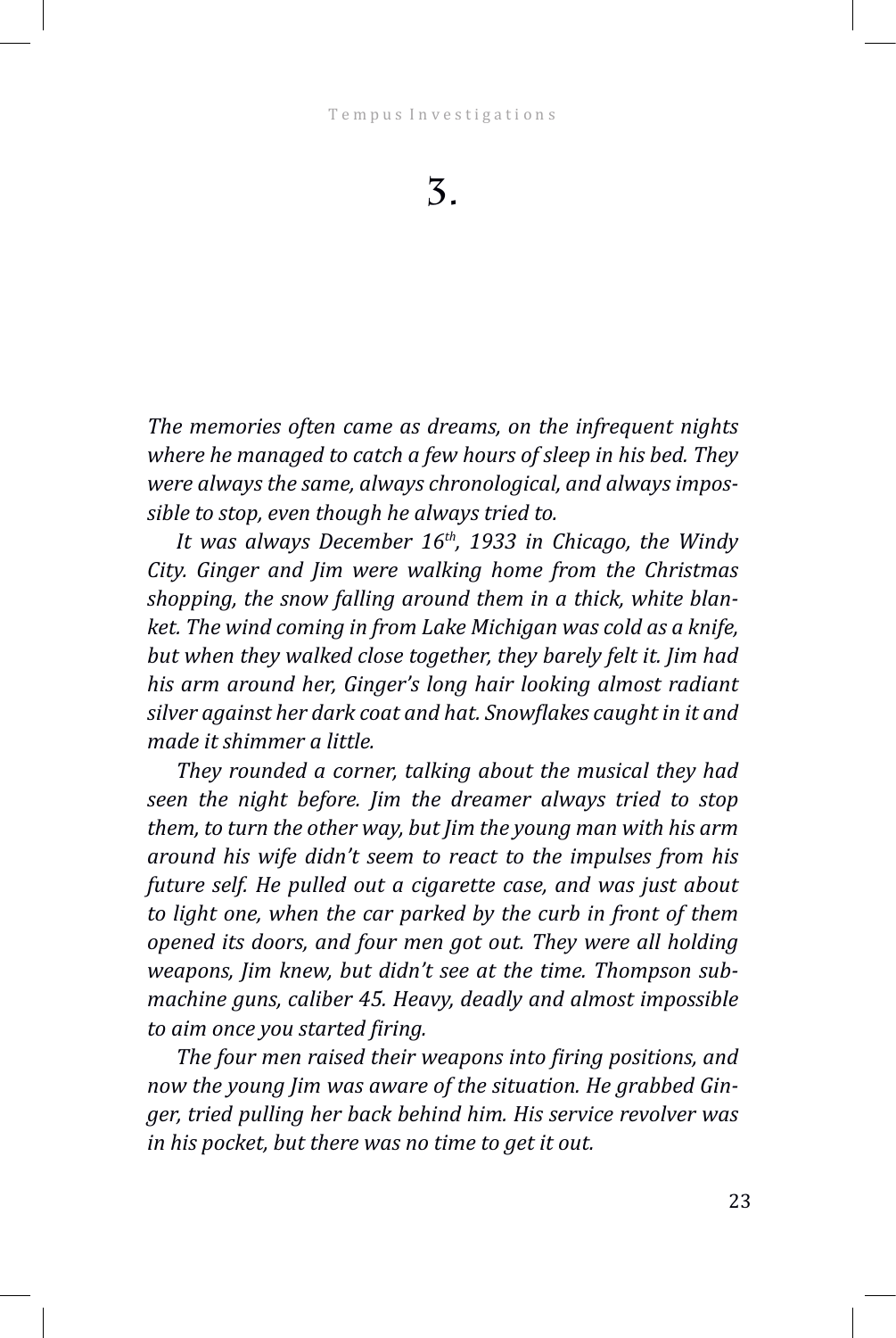# 3.

*The memories often came as dreams, on the infrequent nights where he managed to catch a few hours of sleep in his bed. They were always the same, always chronological, and always impossible to stop, even though he always tried to.*

*It was always December 16th, 1933 in Chicago, the Windy City. Ginger and Jim were walking home from the Christmas shopping, the snow falling around them in a thick, white blanket. The wind coming in from Lake Michigan was cold as a knife, but when they walked close together, they barely felt it. Jim had his arm around her, Ginger's long hair looking almost radiant silver against her dark coat and hat. Snowflakes caught in it and made it shimmer a little.*

*They rounded a corner, talking about the musical they had seen the night before. Jim the dreamer always tried to stop them, to turn the other way, but Jim the young man with his arm around his wife didn't seem to react to the impulses from his future self. He pulled out a cigarette case, and was just about to light one, when the car parked by the curb in front of them opened its doors, and four men got out. They were all holding weapons, Jim knew, but didn't see at the time. Thompson submachine guns, caliber 45. Heavy, deadly and almost impossible to aim once you started firing.*

*The four men raised their weapons into firing positions, and now the young Jim was aware of the situation. He grabbed Ginger, tried pulling her back behind him. His service revolver was in his pocket, but there was no time to get it out.*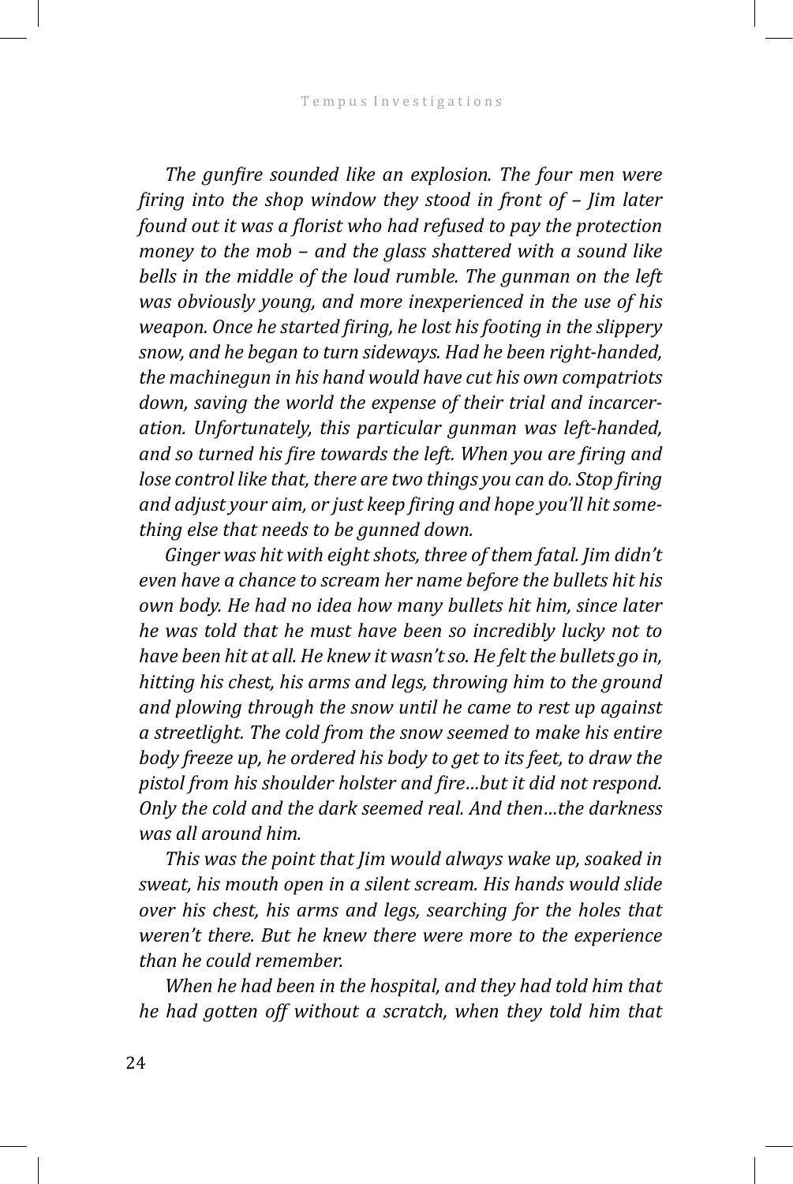*The gunfire sounded like an explosion. The four men were firing into the shop window they stood in front of – Jim later found out it was a florist who had refused to pay the protection money to the mob – and the glass shattered with a sound like bells in the middle of the loud rumble. The gunman on the left was obviously young, and more inexperienced in the use of his weapon. Once he started firing, he lost his footing in the slippery snow, and he began to turn sideways. Had he been right-handed, the machinegun in his hand would have cut his own compatriots down, saving the world the expense of their trial and incarceration. Unfortunately, this particular gunman was left-handed, and so turned his fire towards the left. When you are firing and lose control like that, there are two things you can do. Stop firing and adjust your aim, or just keep firing and hope you'll hit something else that needs to be gunned down.*

*Ginger was hit with eight shots, three of them fatal. Jim didn't even have a chance to scream her name before the bullets hit his own body. He had no idea how many bullets hit him, since later he was told that he must have been so incredibly lucky not to have been hit at all. He knew it wasn't so. He felt the bullets go in, hitting his chest, his arms and legs, throwing him to the ground and plowing through the snow until he came to rest up against a streetlight. The cold from the snow seemed to make his entire body freeze up, he ordered his body to get to its feet, to draw the pistol from his shoulder holster and fire…but it did not respond. Only the cold and the dark seemed real. And then…the darkness was all around him.*

*This was the point that Jim would always wake up, soaked in sweat, his mouth open in a silent scream. His hands would slide over his chest, his arms and legs, searching for the holes that weren't there. But he knew there were more to the experience than he could remember.*

*When he had been in the hospital, and they had told him that he had gotten off without a scratch, when they told him that*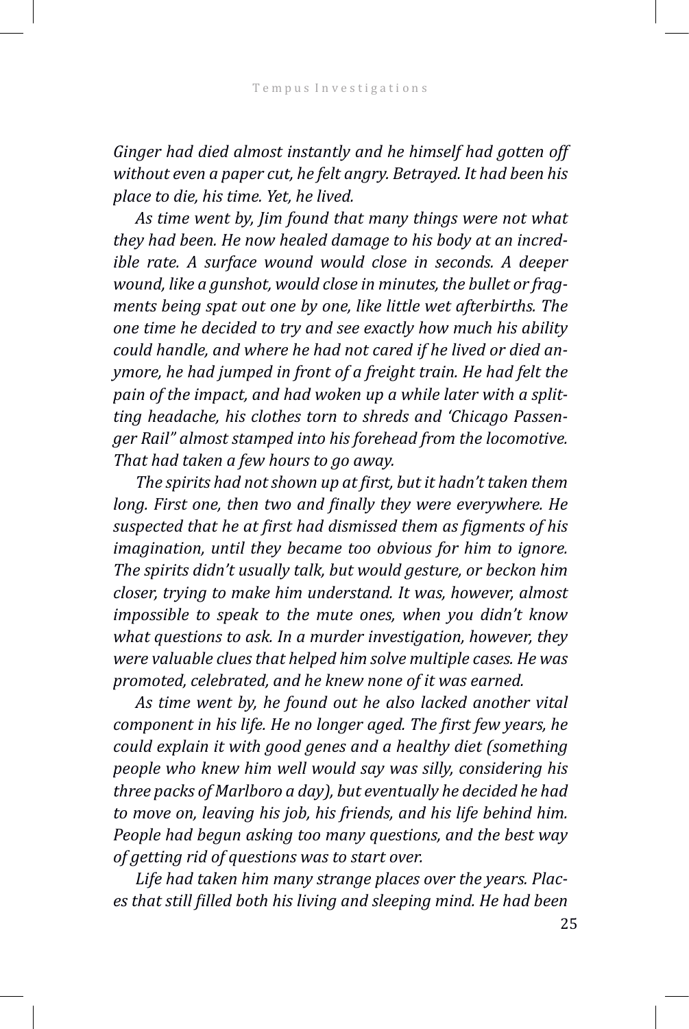*Ginger had died almost instantly and he himself had gotten off without even a paper cut, he felt angry. Betrayed. It had been his place to die, his time. Yet, he lived.*

*As time went by, Jim found that many things were not what they had been. He now healed damage to his body at an incredible rate. A surface wound would close in seconds. A deeper wound, like a gunshot, would close in minutes, the bullet or fragments being spat out one by one, like little wet afterbirths. The one time he decided to try and see exactly how much his ability could handle, and where he had not cared if he lived or died anymore, he had jumped in front of a freight train. He had felt the pain of the impact, and had woken up a while later with a splitting headache, his clothes torn to shreds and 'Chicago Passenger Rail" almost stamped into his forehead from the locomotive. That had taken a few hours to go away.*

*The spirits had not shown up at first, but it hadn't taken them long. First one, then two and finally they were everywhere. He suspected that he at first had dismissed them as figments of his imagination, until they became too obvious for him to ignore. The spirits didn't usually talk, but would gesture, or beckon him closer, trying to make him understand. It was, however, almost impossible to speak to the mute ones, when you didn't know what questions to ask. In a murder investigation, however, they were valuable clues that helped him solve multiple cases. He was promoted, celebrated, and he knew none of it was earned.*

*As time went by, he found out he also lacked another vital component in his life. He no longer aged. The first few years, he could explain it with good genes and a healthy diet (something people who knew him well would say was silly, considering his three packs of Marlboro a day), but eventually he decided he had to move on, leaving his job, his friends, and his life behind him. People had begun asking too many questions, and the best way of getting rid of questions was to start over.*

*Life had taken him many strange places over the years. Places that still filled both his living and sleeping mind. He had been*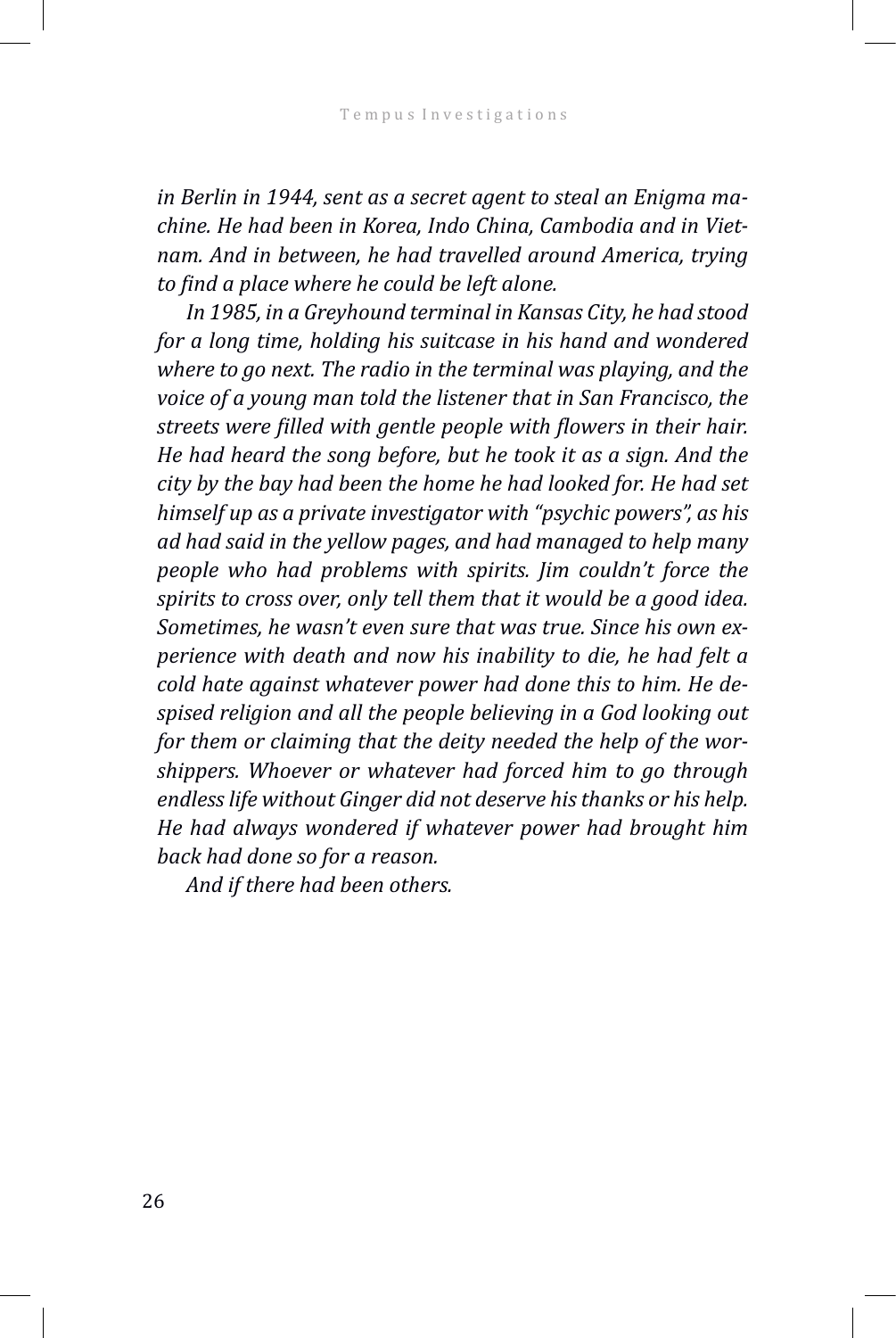*in Berlin in 1944, sent as a secret agent to steal an Enigma machine. He had been in Korea, Indo China, Cambodia and in Vietnam. And in between, he had travelled around America, trying to find a place where he could be left alone.*

*In 1985, in a Greyhound terminal in Kansas City, he had stood for a long time, holding his suitcase in his hand and wondered where to go next. The radio in the terminal was playing, and the voice of a young man told the listener that in San Francisco, the streets were filled with gentle people with flowers in their hair. He had heard the song before, but he took it as a sign. And the city by the bay had been the home he had looked for. He had set himself up as a private investigator with "psychic powers", as his ad had said in the yellow pages, and had managed to help many people who had problems with spirits. Jim couldn't force the spirits to cross over, only tell them that it would be a good idea. Sometimes, he wasn't even sure that was true. Since his own experience with death and now his inability to die, he had felt a cold hate against whatever power had done this to him. He despised religion and all the people believing in a God looking out for them or claiming that the deity needed the help of the worshippers. Whoever or whatever had forced him to go through endless life without Ginger did not deserve his thanks or his help. He had always wondered if whatever power had brought him back had done so for a reason.*

*And if there had been others.*